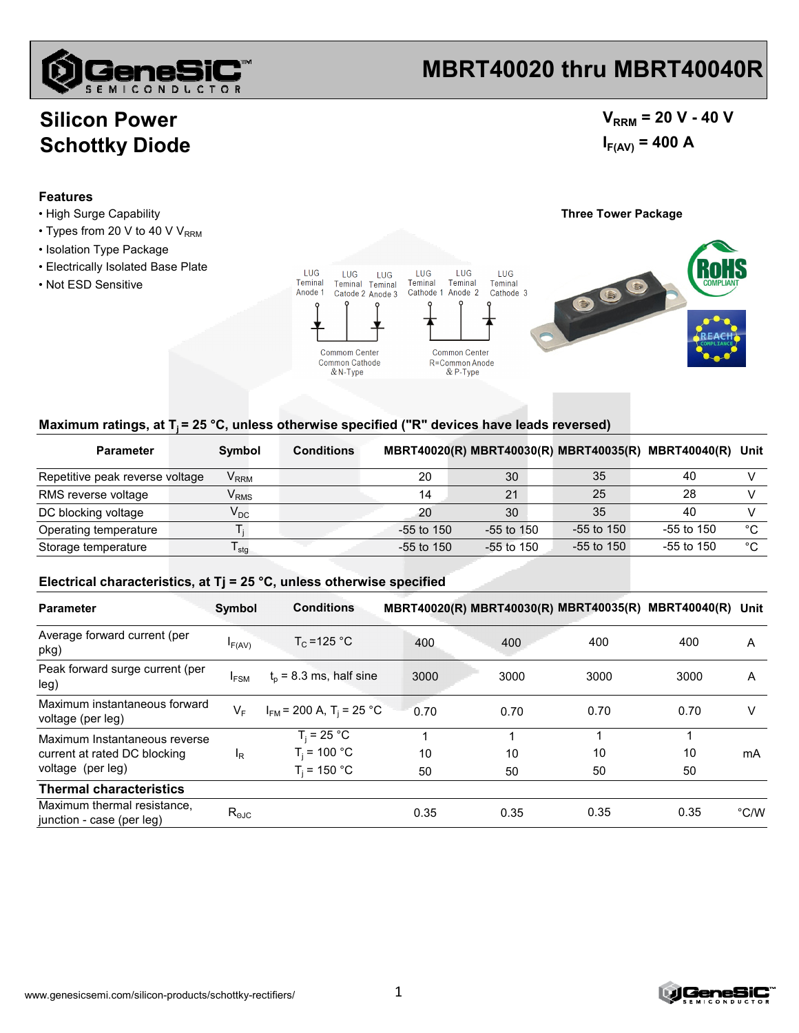# MBRT40020 thru MBRT40040R

## Silicon Power Schottky Diode

$V_{RRM}$ = 20 V - 40 V

$I_{F(AV)}$ = 400 A

### Features

- High Surge Capability
- Types from 20 V to 40 V $V_{RRM}$
- Isolation Type Package
- Electrically Isolated Base Plate
- Not ESD Sensitive

**Three Tower Package**

LUG Teminal Anode 1 | LUG Teminal Catode 2 | LUG Terminal Anode 3 — Common Center Common Cathode & N-Type

LUG Teminal Cathode 1 | LUG Terminal Anode 2 | LUG Terminal Cathode 3 — Common Center R=Common Anode & P-Type

### Maximum ratings, at $T_j$ = 25 °C, unless otherwise specified ("R" devices have leads reversed)

| Parameter | Symbol | Conditions | MBRT40020(R) | MBRT40030(R) | MBRT40035(R) | MBRT40040(R) | Unit |
|---|---|---|---|---|---|---|---|
| Repetitive peak reverse voltage | $V_{RRM}$ | | 20 | 30 | 35 | 40 | V |
| RMS reverse voltage | $V_{RMS}$ | | 14 | 21 | 25 | 28 | V |
| DC blocking voltage | $V_{DC}$ | | 20 | 30 | 35 | 40 | V |
| Operating temperature | $T_j$ | | -55 to 150 | -55 to 150 | -55 to 150 | -55 to 150 | °C |
| Storage temperature | $T_{stg}$ | | -55 to 150 | -55 to 150 | -55 to 150 | -55 to 150 | °C |

### Electrical characteristics, at Tj = 25 °C, unless otherwise specified

| Parameter | Symbol | Conditions | MBRT40020(R) | MBRT40030(R) | MBRT40035(R) | MBRT40040(R) | Unit |
|---|---|---|---|---|---|---|---|
| Average forward current (per pkg) | $I_{F(AV)}$ | $T_C$ =125 °C | 400 | 400 | 400 | 400 | A |
| Peak forward surge current (per leg) | $I_{FSM}$ | $t_p$ = 8.3 ms, half sine | 3000 | 3000 | 3000 | 3000 | A |
| Maximum instantaneous forward voltage (per leg) | $V_F$ | $I_{FM}$ = 200 A, $T_j$ = 25 °C | 0.70 | 0.70 | 0.70 | 0.70 | V |
| Maximum instantaneous reverse current at rated DC blocking voltage (per leg) | $I_R$ | $T_j$ = 25 °C | 1 | 1 | 1 | 1 | mA |
| | | $T_j$ = 100 °C | 10 | 10 | 10 | 10 | |
| | | $T_j$ = 150 °C | 50 | 50 | 50 | 50 | |
| **Thermal characteristics** | | | | | | | |
| Maximum thermal resistance, junction - case (per leg) | $R_{\Theta JC}$ | | 0.35 | 0.35 | 0.35 | 0.35 | °C/W |

www.genesicsemi.com/silicon-products/schottky-rectifiers/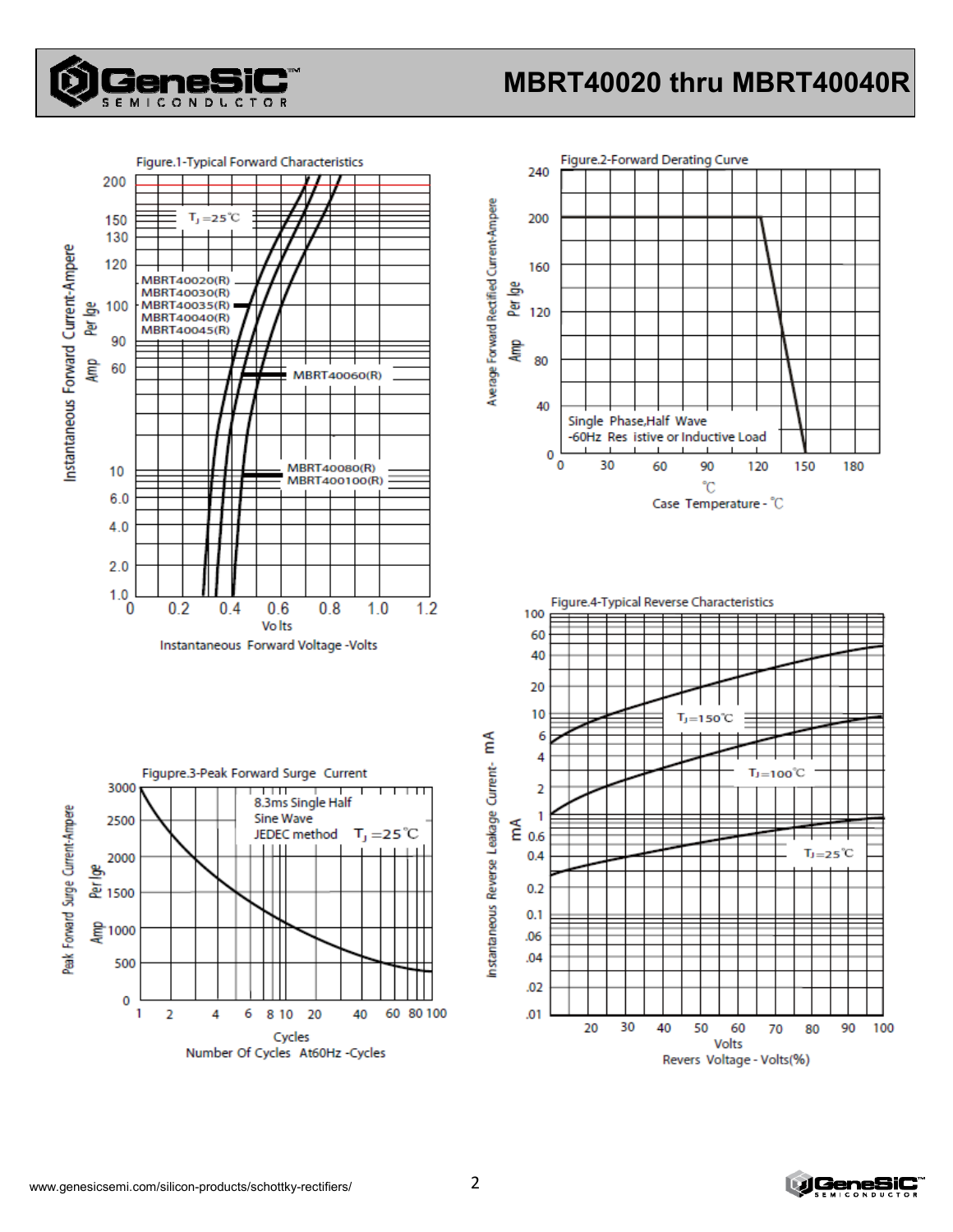Figure.1-Typical Forward Characteristics

Figure.2-Forward Derating Curve

Figupre.3-Peak Forward Surge Current

Figure.4-Typical Reverse Characteristics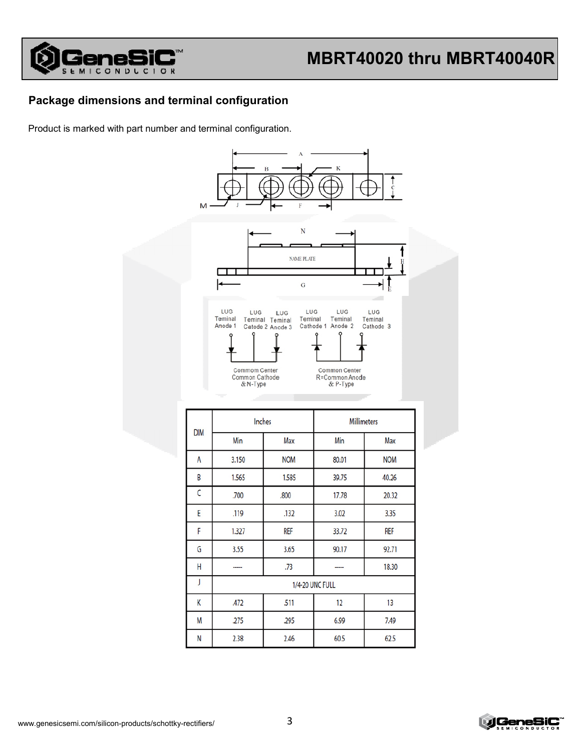## Package dimensions and terminal configuration

Product is marked with part number and terminal configuration.

A
B
K
C
M
J
F
N
NAME PLATE
H
G
E

LUG Teminal Anode 1
LUG Teminal Catode 2
LUG Teminal Anode 3
LUG Terminal Cathode 1
LUG Terminal Anode 2
LUG Terminal Cathode 3

Common Center Common Cathode & N-Type

Common Center R=Common Anode & P-Type

| DIM | Inches | | Millimeters | |
|---|---|---|---|---|
| | Min | Max | Min | Max |
| A | 3.150 | NOM | 80.01 | NOM |
| B | 1.565 | 1.585 | 39.75 | 40.26 |
| C | .700 | .800 | 17.78 | 20.32 |
| E | .119 | .132 | 3.02 | 3.35 |
| F | 1.327 | REF | 33.72 | REF |
| G | 3.55 | 3.65 | 90.17 | 92.71 |
| H | ----- | .73 | ----- | 18.30 |
| J | 1/4-20 UNC FULL | | | |
| K | .472 | .511 | 12 | 13 |
| M | .275 | .295 | 6.99 | 7.49 |
| N | 2.38 | 2.46 | 60.5 | 62.5 |